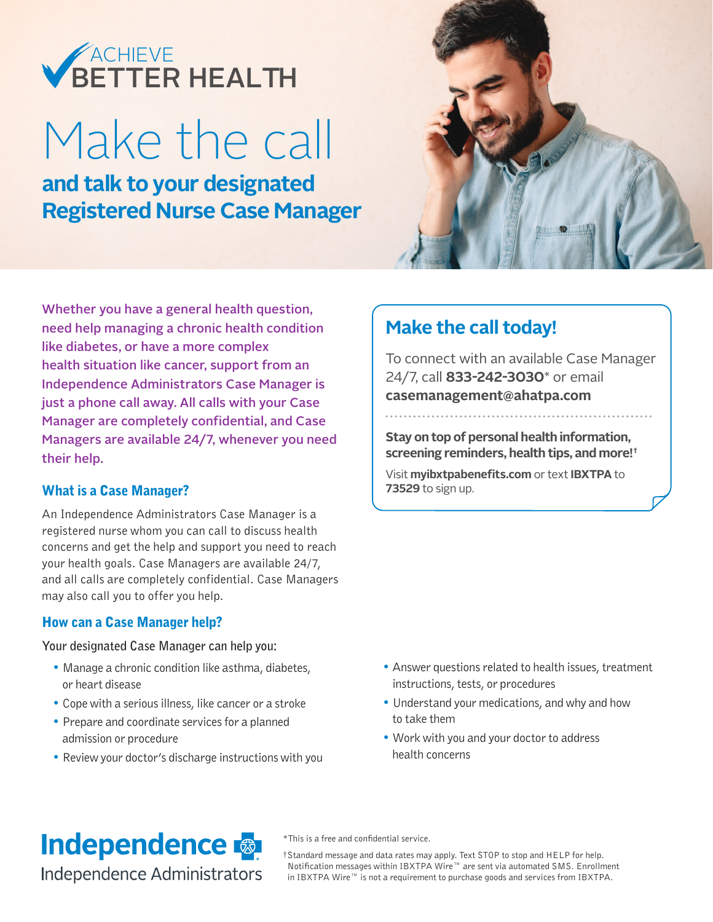ACHIEVE BETTER HEALTH

# Make the call

## and talk to your designated Registered Nurse Case Manager

Whether you have a general health question, need help managing a chronic health condition like diabetes, or have a more complex health situation like cancer, support from an Independence Administrators Case Manager is just a phone call away. All calls with your Case Manager are completely confidential, and Case Managers are available 24/7, whenever you need their help.

### What is a Case Manager?

An Independence Administrators Case Manager is a registered nurse whom you can call to discuss health concerns and get the help and support you need to reach your health goals. Case Managers are available 24/7, and all calls are completely confidential. Case Managers may also call you to offer you help.

### How can a Case Manager help?

Your designated Case Manager can help you:

- Manage a chronic condition like asthma, diabetes, or heart disease
- Cope with a serious illness, like cancer or a stroke
- Prepare and coordinate services for a planned admission or procedure
- Review your doctor's discharge instructions with you
- Answer questions related to health issues, treatment instructions, tests, or procedures
- Understand your medications, and why and how to take them
- Work with you and your doctor to address health concerns

### Make the call today!

To connect with an available Case Manager 24/7, call **833-242-3030*** or email **casemanagement@ahatpa.com**

**Stay on top of personal health information, screening reminders, health tips, and more!†**

Visit **myibxtpabenefits.com** or text **IBXTPA** to **73529** to sign up.

Independence
Independence Administrators

*This is a free and confidential service.

†Standard message and data rates may apply. Text STOP to stop and HELP for help. Notification messages within IBXTPA Wire™ are sent via automated SMS. Enrollment in IBXTPA Wire™ is not a requirement to purchase goods and services from IBXTPA.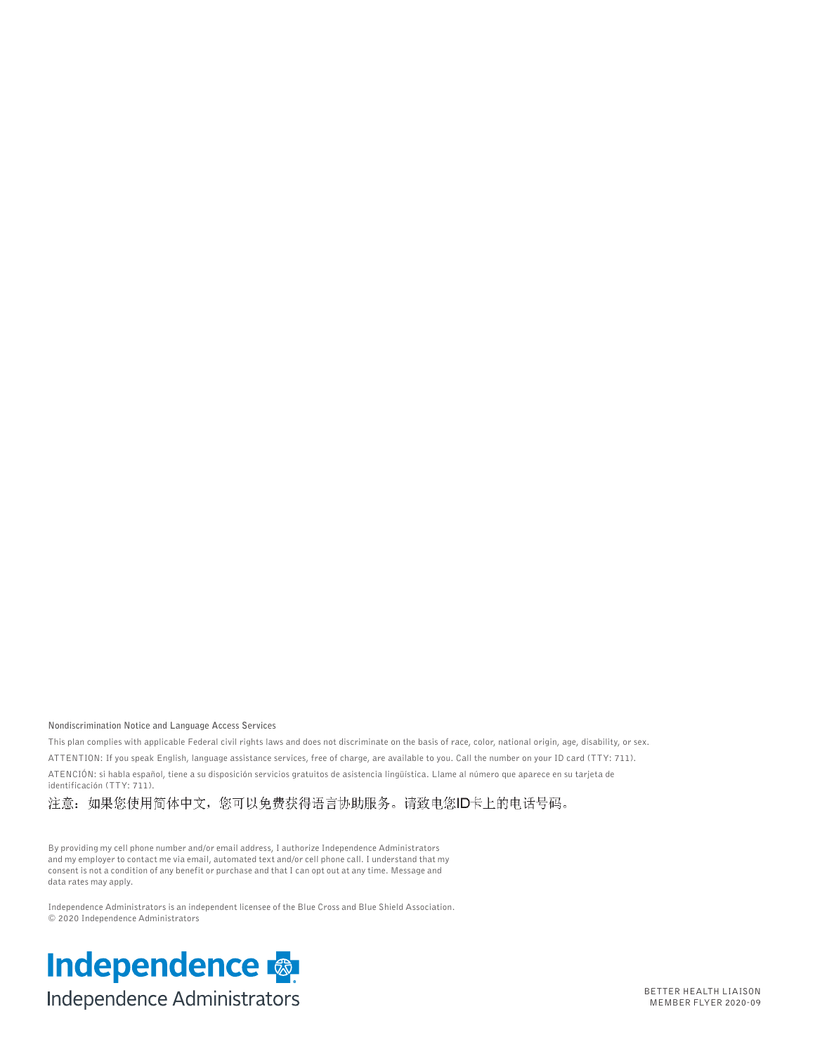**Nondiscrimination Notice and Language Access Services**

This plan complies with applicable Federal civil rights laws and does not discriminate on the basis of race, color, national origin, age, disability, or sex.

ATTENTION: If you speak English, language assistance services, free of charge, are available to you. Call the number on your ID card (TTY: 711).

ATENCIÓN: si habla español, tiene a su disposición servicios gratuitos de asistencia lingüística. Llame al número que aparece en su tarjeta de identificación (TTY: 711).

注意：如果您使用简体中文，您可以免费获得语言协助服务。请致电您ID卡上的电话号码。

By providing my cell phone number and/or email address, I authorize Independence Administrators and my employer to contact me via email, automated text and/or cell phone call. I understand that my consent is not a condition of any benefit or purchase and that I can opt out at any time. Message and data rates may apply.

Independence Administrators is an independent licensee of the Blue Cross and Blue Shield Association.
© 2020 Independence Administrators

Independence
Independence Administrators

BETTER HEALTH LIAISON
MEMBER FLYER 2020-09